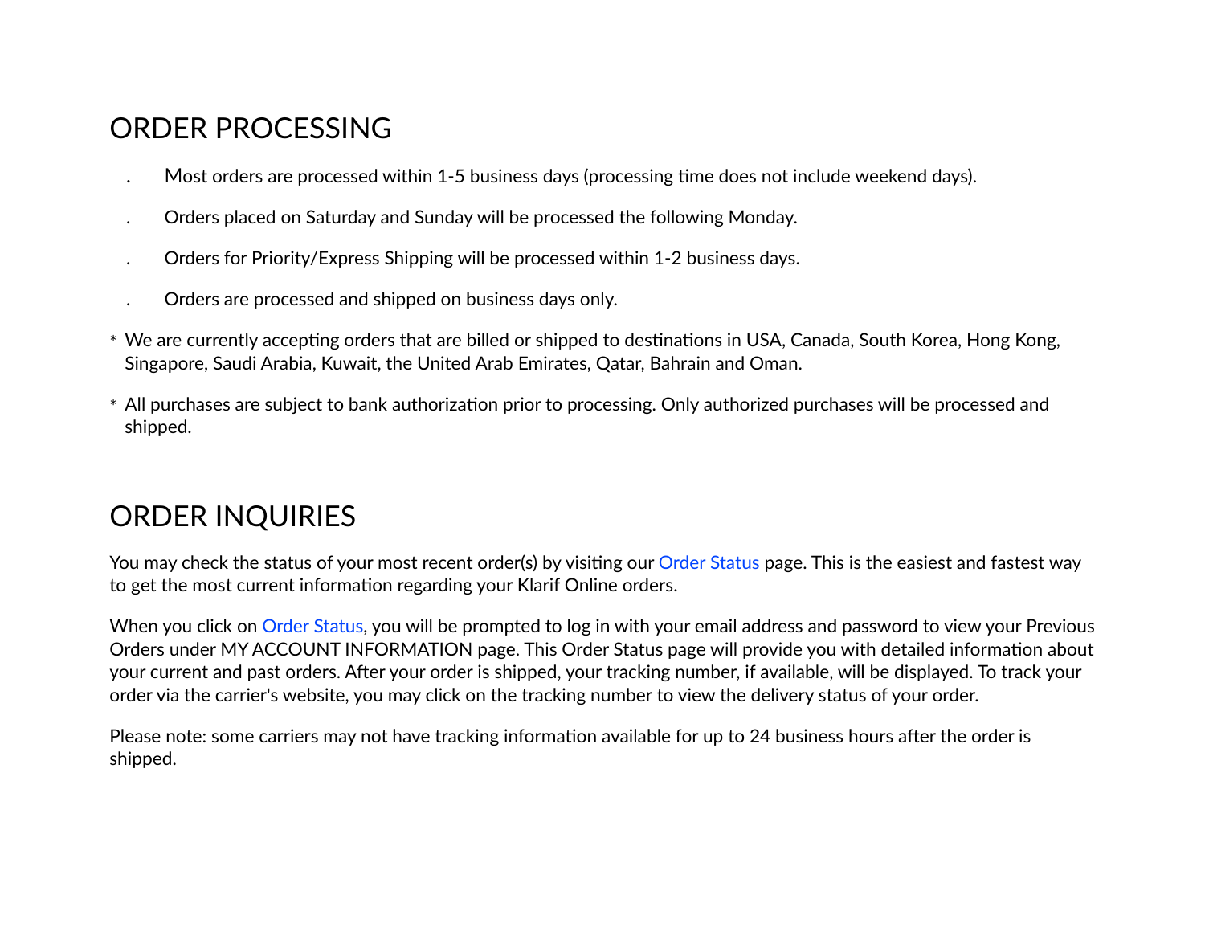## ORDER PROCESSING

- Most orders are processed within 1-5 business days (processing time does not include weekend days).
- Orders placed on Saturday and Sunday will be processed the following Monday.
- Orders for Priority/Express Shipping will be processed within 1-2 business days.
- Orders are processed and shipped on business days only.

\* We are currently accepting orders that are billed or shipped to destinations in USA, Canada, South Korea, Hong Kong, Singapore, Saudi Arabia, Kuwait, the United Arab Emirates, Qatar, Bahrain and Oman.

\* All purchases are subject to bank authorization prior to processing. Only authorized purchases will be processed and shipped.

## ORDER INQUIRIES

You may check the status of your most recent order(s) by visiting our Order Status page. This is the easiest and fastest way to get the most current information regarding your Klarif Online orders.

When you click on Order Status, you will be prompted to log in with your email address and password to view your Previous Orders under MY ACCOUNT INFORMATION page. This Order Status page will provide you with detailed information about your current and past orders. After your order is shipped, your tracking number, if available, will be displayed. To track your order via the carrier's website, you may click on the tracking number to view the delivery status of your order.

Please note: some carriers may not have tracking information available for up to 24 business hours after the order is shipped.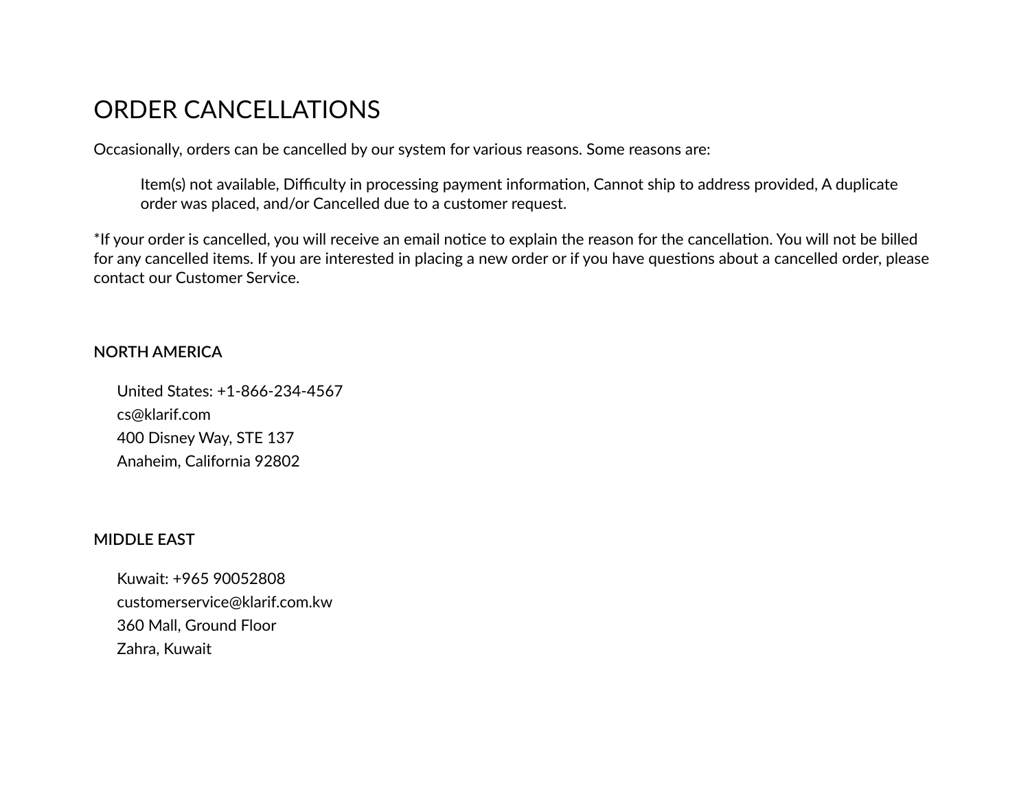# ORDER CANCELLATIONS

Occasionally, orders can be cancelled by our system for various reasons. Some reasons are:

> Item(s) not available, Difficulty in processing payment information, Cannot ship to address provided, A duplicate order was placed, and/or Cancelled due to a customer request.

*If your order is cancelled, you will receive an email notice to explain the reason for the cancellation. You will not be billed for any cancelled items. If you are interested in placing a new order or if you have questions about a cancelled order, please contact our Customer Service.

**NORTH AMERICA**

United States: +1-866-234-4567
cs@klarif.com
400 Disney Way, STE 137
Anaheim, California 92802

**MIDDLE EAST**

Kuwait: +965 90052808
customerservice@klarif.com.kw
360 Mall, Ground Floor
Zahra, Kuwait